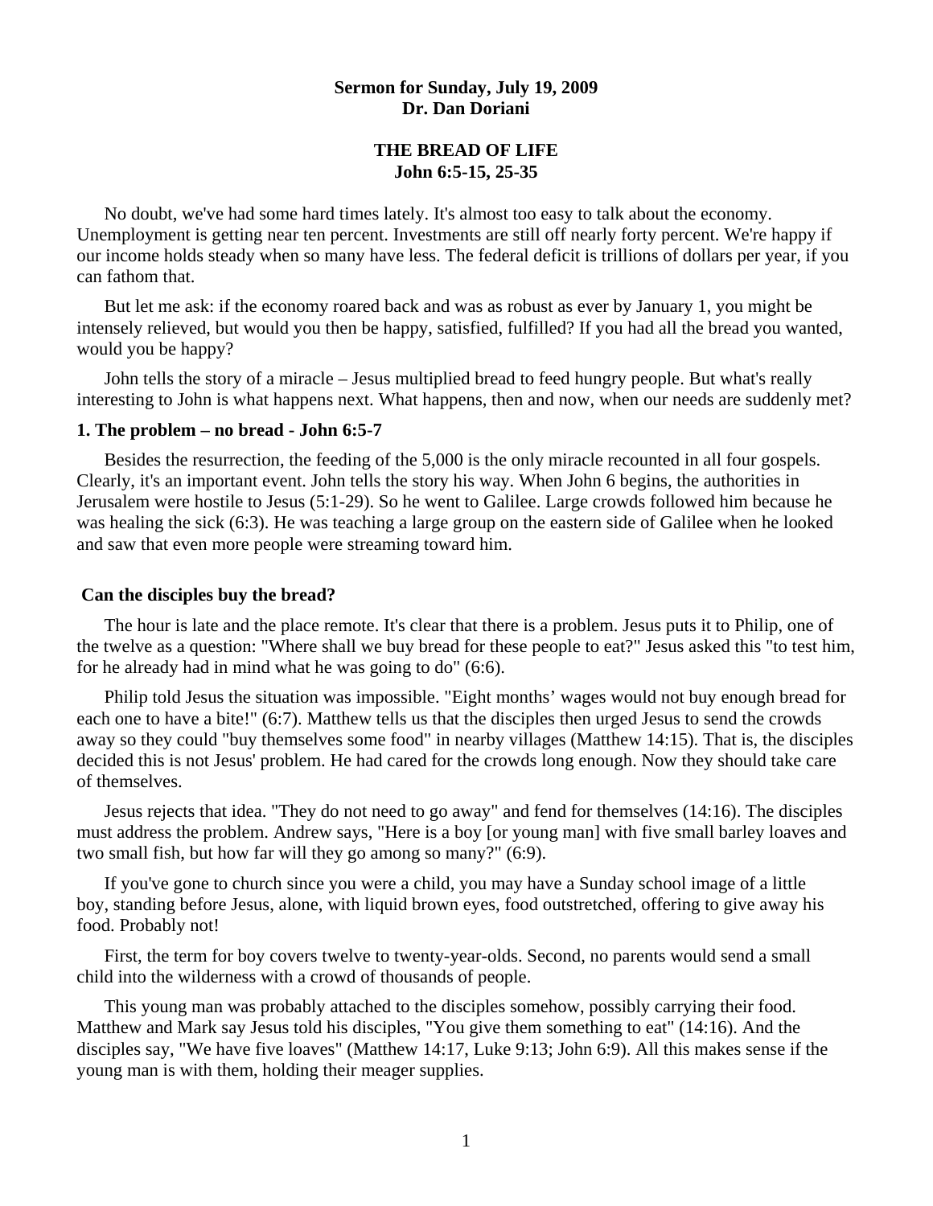**Sermon for Sunday, July 19, 2009**
**Dr. Dan Doriani**

# THE BREAD OF LIFE
## John 6:5-15, 25-35

No doubt, we've had some hard times lately. It's almost too easy to talk about the economy. Unemployment is getting near ten percent. Investments are still off nearly forty percent. We're happy if our income holds steady when so many have less. The federal deficit is trillions of dollars per year, if you can fathom that.

But let me ask: if the economy roared back and was as robust as ever by January 1, you might be intensely relieved, but would you then be happy, satisfied, fulfilled? If you had all the bread you wanted, would you be happy?

John tells the story of a miracle – Jesus multiplied bread to feed hungry people. But what's really interesting to John is what happens next. What happens, then and now, when our needs are suddenly met?

### 1. The problem – no bread - John 6:5-7

Besides the resurrection, the feeding of the 5,000 is the only miracle recounted in all four gospels. Clearly, it's an important event. John tells the story his way. When John 6 begins, the authorities in Jerusalem were hostile to Jesus (5:1-29). So he went to Galilee. Large crowds followed him because he was healing the sick (6:3). He was teaching a large group on the eastern side of Galilee when he looked and saw that even more people were streaming toward him.

#### Can the disciples buy the bread?

The hour is late and the place remote. It's clear that there is a problem. Jesus puts it to Philip, one of the twelve as a question: "Where shall we buy bread for these people to eat?" Jesus asked this "to test him, for he already had in mind what he was going to do" (6:6).

Philip told Jesus the situation was impossible. "Eight months' wages would not buy enough bread for each one to have a bite!" (6:7). Matthew tells us that the disciples then urged Jesus to send the crowds away so they could "buy themselves some food" in nearby villages (Matthew 14:15). That is, the disciples decided this is not Jesus' problem. He had cared for the crowds long enough. Now they should take care of themselves.

Jesus rejects that idea. "They do not need to go away" and fend for themselves (14:16). The disciples must address the problem. Andrew says, "Here is a boy [or young man] with five small barley loaves and two small fish, but how far will they go among so many?" (6:9).

If you've gone to church since you were a child, you may have a Sunday school image of a little boy, standing before Jesus, alone, with liquid brown eyes, food outstretched, offering to give away his food. Probably not!

First, the term for boy covers twelve to twenty-year-olds. Second, no parents would send a small child into the wilderness with a crowd of thousands of people.

This young man was probably attached to the disciples somehow, possibly carrying their food. Matthew and Mark say Jesus told his disciples, "You give them something to eat" (14:16). And the disciples say, "We have five loaves" (Matthew 14:17, Luke 9:13; John 6:9). All this makes sense if the young man is with them, holding their meager supplies.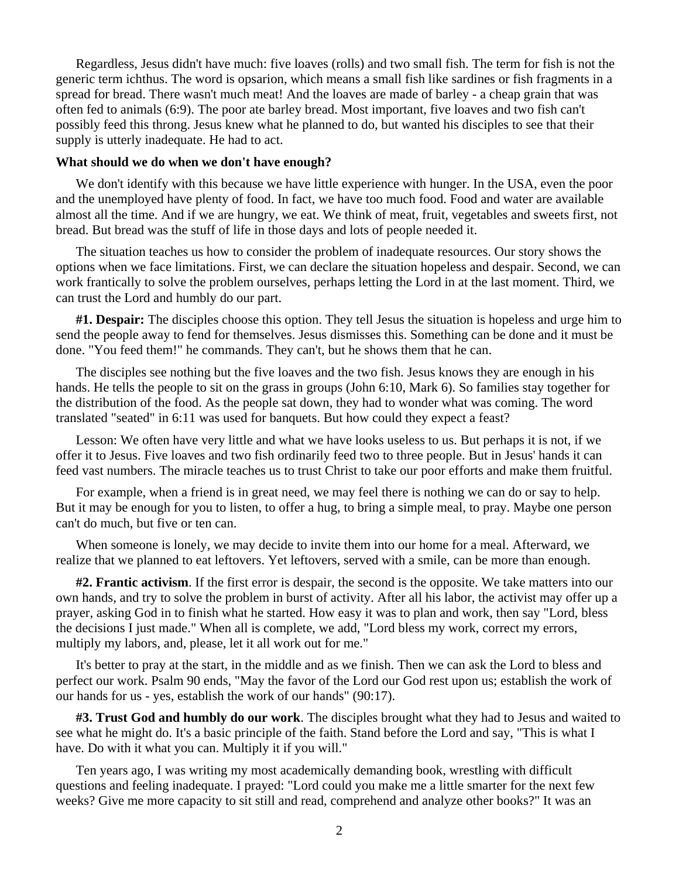Regardless, Jesus didn't have much: five loaves (rolls) and two small fish. The term for fish is not the generic term ichthus. The word is opsarion, which means a small fish like sardines or fish fragments in a spread for bread. There wasn't much meat! And the loaves are made of barley - a cheap grain that was often fed to animals (6:9). The poor ate barley bread. Most important, five loaves and two fish can't possibly feed this throng. Jesus knew what he planned to do, but wanted his disciples to see that their supply is utterly inadequate. He had to act.

**What should we do when we don't have enough?**

We don't identify with this because we have little experience with hunger. In the USA, even the poor and the unemployed have plenty of food. In fact, we have too much food. Food and water are available almost all the time. And if we are hungry, we eat. We think of meat, fruit, vegetables and sweets first, not bread. But bread was the stuff of life in those days and lots of people needed it.

The situation teaches us how to consider the problem of inadequate resources. Our story shows the options when we face limitations. First, we can declare the situation hopeless and despair. Second, we can work frantically to solve the problem ourselves, perhaps letting the Lord in at the last moment. Third, we can trust the Lord and humbly do our part.

**#1. Despair:** The disciples choose this option. They tell Jesus the situation is hopeless and urge him to send the people away to fend for themselves. Jesus dismisses this. Something can be done and it must be done. "You feed them!" he commands. They can't, but he shows them that he can.

The disciples see nothing but the five loaves and the two fish. Jesus knows they are enough in his hands. He tells the people to sit on the grass in groups (John 6:10, Mark 6). So families stay together for the distribution of the food. As the people sat down, they had to wonder what was coming. The word translated "seated" in 6:11 was used for banquets. But how could they expect a feast?

Lesson: We often have very little and what we have looks useless to us. But perhaps it is not, if we offer it to Jesus. Five loaves and two fish ordinarily feed two to three people. But in Jesus' hands it can feed vast numbers. The miracle teaches us to trust Christ to take our poor efforts and make them fruitful.

For example, when a friend is in great need, we may feel there is nothing we can do or say to help. But it may be enough for you to listen, to offer a hug, to bring a simple meal, to pray. Maybe one person can't do much, but five or ten can.

When someone is lonely, we may decide to invite them into our home for a meal. Afterward, we realize that we planned to eat leftovers. Yet leftovers, served with a smile, can be more than enough.

**#2. Frantic activism**. If the first error is despair, the second is the opposite. We take matters into our own hands, and try to solve the problem in burst of activity. After all his labor, the activist may offer up a prayer, asking God in to finish what he started. How easy it was to plan and work, then say "Lord, bless the decisions I just made." When all is complete, we add, "Lord bless my work, correct my errors, multiply my labors, and, please, let it all work out for me."

It's better to pray at the start, in the middle and as we finish. Then we can ask the Lord to bless and perfect our work. Psalm 90 ends, "May the favor of the Lord our God rest upon us; establish the work of our hands for us - yes, establish the work of our hands" (90:17).

**#3. Trust God and humbly do our work**. The disciples brought what they had to Jesus and waited to see what he might do. It's a basic principle of the faith. Stand before the Lord and say, "This is what I have. Do with it what you can. Multiply it if you will."

Ten years ago, I was writing my most academically demanding book, wrestling with difficult questions and feeling inadequate. I prayed: "Lord could you make me a little smarter for the next few weeks? Give me more capacity to sit still and read, comprehend and analyze other books?" It was an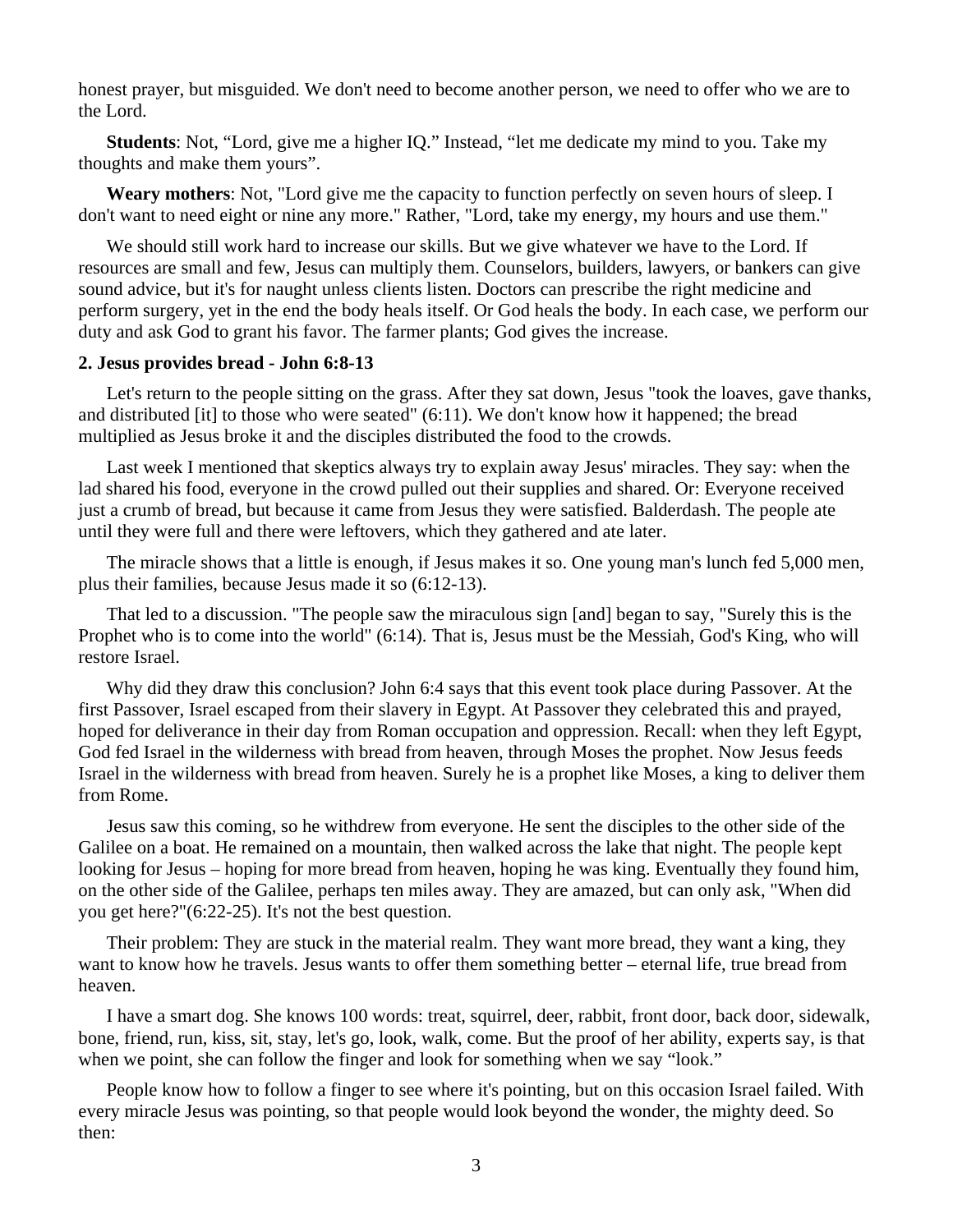honest prayer, but misguided. We don't need to become another person, we need to offer who we are to the Lord.

**Students**: Not, "Lord, give me a higher IQ." Instead, "let me dedicate my mind to you. Take my thoughts and make them yours".

**Weary mothers**: Not, "Lord give me the capacity to function perfectly on seven hours of sleep. I don't want to need eight or nine any more." Rather, "Lord, take my energy, my hours and use them."

We should still work hard to increase our skills. But we give whatever we have to the Lord. If resources are small and few, Jesus can multiply them. Counselors, builders, lawyers, or bankers can give sound advice, but it's for naught unless clients listen. Doctors can prescribe the right medicine and perform surgery, yet in the end the body heals itself. Or God heals the body. In each case, we perform our duty and ask God to grant his favor. The farmer plants; God gives the increase.

**2. Jesus provides bread - John 6:8-13**

Let's return to the people sitting on the grass. After they sat down, Jesus "took the loaves, gave thanks, and distributed [it] to those who were seated" (6:11). We don't know how it happened; the bread multiplied as Jesus broke it and the disciples distributed the food to the crowds.

Last week I mentioned that skeptics always try to explain away Jesus' miracles. They say: when the lad shared his food, everyone in the crowd pulled out their supplies and shared. Or: Everyone received just a crumb of bread, but because it came from Jesus they were satisfied. Balderdash. The people ate until they were full and there were leftovers, which they gathered and ate later.

The miracle shows that a little is enough, if Jesus makes it so. One young man's lunch fed 5,000 men, plus their families, because Jesus made it so (6:12-13).

That led to a discussion. "The people saw the miraculous sign [and] began to say, "Surely this is the Prophet who is to come into the world" (6:14). That is, Jesus must be the Messiah, God's King, who will restore Israel.

Why did they draw this conclusion? John 6:4 says that this event took place during Passover. At the first Passover, Israel escaped from their slavery in Egypt. At Passover they celebrated this and prayed, hoped for deliverance in their day from Roman occupation and oppression. Recall: when they left Egypt, God fed Israel in the wilderness with bread from heaven, through Moses the prophet. Now Jesus feeds Israel in the wilderness with bread from heaven. Surely he is a prophet like Moses, a king to deliver them from Rome.

Jesus saw this coming, so he withdrew from everyone. He sent the disciples to the other side of the Galilee on a boat. He remained on a mountain, then walked across the lake that night. The people kept looking for Jesus – hoping for more bread from heaven, hoping he was king. Eventually they found him, on the other side of the Galilee, perhaps ten miles away. They are amazed, but can only ask, "When did you get here?"(6:22-25). It's not the best question.

Their problem: They are stuck in the material realm. They want more bread, they want a king, they want to know how he travels. Jesus wants to offer them something better – eternal life, true bread from heaven.

I have a smart dog. She knows 100 words: treat, squirrel, deer, rabbit, front door, back door, sidewalk, bone, friend, run, kiss, sit, stay, let's go, look, walk, come. But the proof of her ability, experts say, is that when we point, she can follow the finger and look for something when we say "look."

People know how to follow a finger to see where it's pointing, but on this occasion Israel failed. With every miracle Jesus was pointing, so that people would look beyond the wonder, the mighty deed. So then: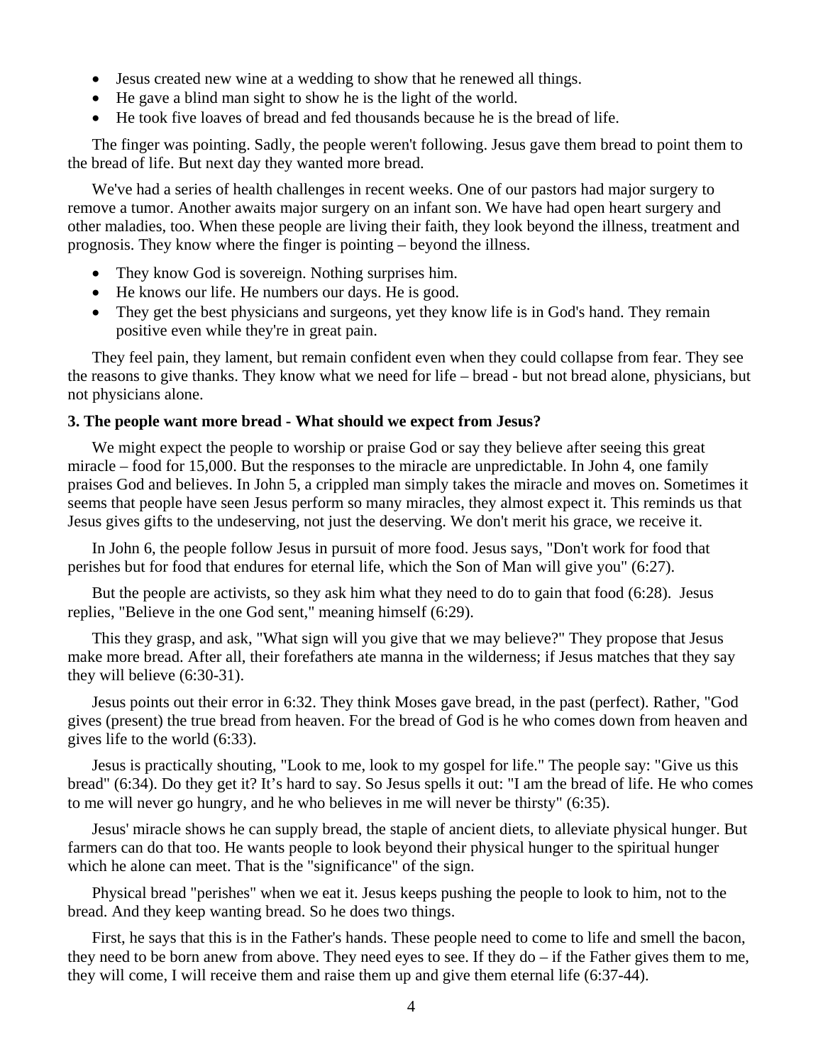- Jesus created new wine at a wedding to show that he renewed all things.
- He gave a blind man sight to show he is the light of the world.
- He took five loaves of bread and fed thousands because he is the bread of life.

The finger was pointing. Sadly, the people weren't following. Jesus gave them bread to point them to the bread of life. But next day they wanted more bread.

We've had a series of health challenges in recent weeks. One of our pastors had major surgery to remove a tumor. Another awaits major surgery on an infant son. We have had open heart surgery and other maladies, too. When these people are living their faith, they look beyond the illness, treatment and prognosis. They know where the finger is pointing – beyond the illness.

- They know God is sovereign. Nothing surprises him.
- He knows our life. He numbers our days. He is good.
- They get the best physicians and surgeons, yet they know life is in God's hand. They remain positive even while they're in great pain.

They feel pain, they lament, but remain confident even when they could collapse from fear. They see the reasons to give thanks. They know what we need for life – bread - but not bread alone, physicians, but not physicians alone.

**3. The people want more bread - What should we expect from Jesus?**

We might expect the people to worship or praise God or say they believe after seeing this great miracle – food for 15,000. But the responses to the miracle are unpredictable. In John 4, one family praises God and believes. In John 5, a crippled man simply takes the miracle and moves on. Sometimes it seems that people have seen Jesus perform so many miracles, they almost expect it. This reminds us that Jesus gives gifts to the undeserving, not just the deserving. We don't merit his grace, we receive it.

In John 6, the people follow Jesus in pursuit of more food. Jesus says, "Don't work for food that perishes but for food that endures for eternal life, which the Son of Man will give you" (6:27).

But the people are activists, so they ask him what they need to do to gain that food (6:28). Jesus replies, "Believe in the one God sent," meaning himself (6:29).

This they grasp, and ask, "What sign will you give that we may believe?" They propose that Jesus make more bread. After all, their forefathers ate manna in the wilderness; if Jesus matches that they say they will believe (6:30-31).

Jesus points out their error in 6:32. They think Moses gave bread, in the past (perfect). Rather, "God gives (present) the true bread from heaven. For the bread of God is he who comes down from heaven and gives life to the world (6:33).

Jesus is practically shouting, "Look to me, look to my gospel for life." The people say: "Give us this bread" (6:34). Do they get it? It's hard to say. So Jesus spells it out: "I am the bread of life. He who comes to me will never go hungry, and he who believes in me will never be thirsty" (6:35).

Jesus' miracle shows he can supply bread, the staple of ancient diets, to alleviate physical hunger. But farmers can do that too. He wants people to look beyond their physical hunger to the spiritual hunger which he alone can meet. That is the "significance" of the sign.

Physical bread "perishes" when we eat it. Jesus keeps pushing the people to look to him, not to the bread. And they keep wanting bread. So he does two things.

First, he says that this is in the Father's hands. These people need to come to life and smell the bacon, they need to be born anew from above. They need eyes to see. If they do – if the Father gives them to me, they will come, I will receive them and raise them up and give them eternal life (6:37-44).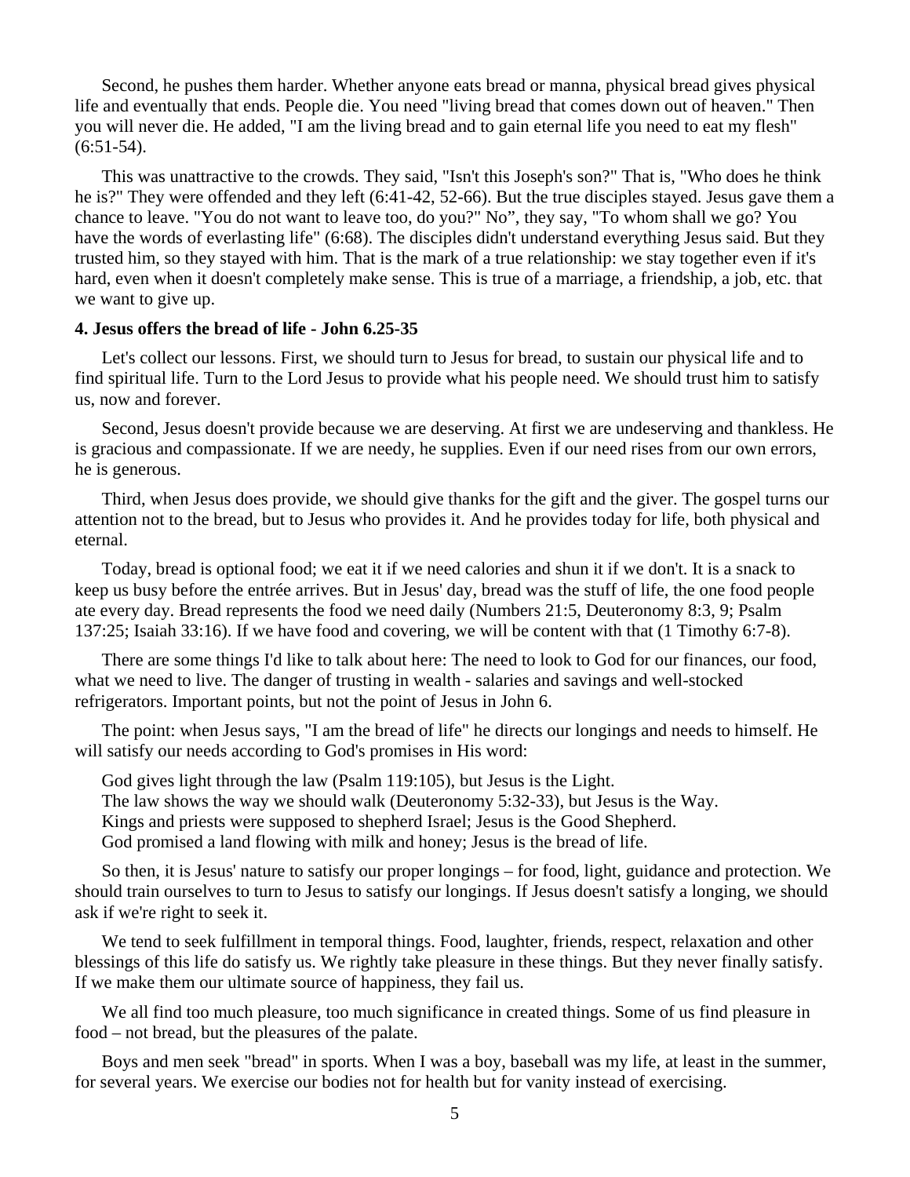Second, he pushes them harder. Whether anyone eats bread or manna, physical bread gives physical life and eventually that ends. People die. You need "living bread that comes down out of heaven." Then you will never die. He added, "I am the living bread and to gain eternal life you need to eat my flesh" (6:51-54).

This was unattractive to the crowds. They said, "Isn't this Joseph's son?" That is, "Who does he think he is?" They were offended and they left (6:41-42, 52-66). But the true disciples stayed. Jesus gave them a chance to leave. "You do not want to leave too, do you?" No", they say, "To whom shall we go? You have the words of everlasting life" (6:68). The disciples didn't understand everything Jesus said. But they trusted him, so they stayed with him. That is the mark of a true relationship: we stay together even if it's hard, even when it doesn't completely make sense. This is true of a marriage, a friendship, a job, etc. that we want to give up.

**4. Jesus offers the bread of life - John 6.25-35**

Let's collect our lessons. First, we should turn to Jesus for bread, to sustain our physical life and to find spiritual life. Turn to the Lord Jesus to provide what his people need. We should trust him to satisfy us, now and forever.

Second, Jesus doesn't provide because we are deserving. At first we are undeserving and thankless. He is gracious and compassionate. If we are needy, he supplies. Even if our need rises from our own errors, he is generous.

Third, when Jesus does provide, we should give thanks for the gift and the giver. The gospel turns our attention not to the bread, but to Jesus who provides it. And he provides today for life, both physical and eternal.

Today, bread is optional food; we eat it if we need calories and shun it if we don't. It is a snack to keep us busy before the entrée arrives. But in Jesus' day, bread was the stuff of life, the one food people ate every day. Bread represents the food we need daily (Numbers 21:5, Deuteronomy 8:3, 9; Psalm 137:25; Isaiah 33:16). If we have food and covering, we will be content with that (1 Timothy 6:7-8).

There are some things I'd like to talk about here: The need to look to God for our finances, our food, what we need to live. The danger of trusting in wealth - salaries and savings and well-stocked refrigerators. Important points, but not the point of Jesus in John 6.

The point: when Jesus says, "I am the bread of life" he directs our longings and needs to himself. He will satisfy our needs according to God's promises in His word:

God gives light through the law (Psalm 119:105), but Jesus is the Light.
The law shows the way we should walk (Deuteronomy 5:32-33), but Jesus is the Way.
Kings and priests were supposed to shepherd Israel; Jesus is the Good Shepherd.
God promised a land flowing with milk and honey; Jesus is the bread of life.

So then, it is Jesus' nature to satisfy our proper longings – for food, light, guidance and protection. We should train ourselves to turn to Jesus to satisfy our longings. If Jesus doesn't satisfy a longing, we should ask if we're right to seek it.

We tend to seek fulfillment in temporal things. Food, laughter, friends, respect, relaxation and other blessings of this life do satisfy us. We rightly take pleasure in these things. But they never finally satisfy. If we make them our ultimate source of happiness, they fail us.

We all find too much pleasure, too much significance in created things. Some of us find pleasure in food – not bread, but the pleasures of the palate.

Boys and men seek "bread" in sports. When I was a boy, baseball was my life, at least in the summer, for several years. We exercise our bodies not for health but for vanity instead of exercising.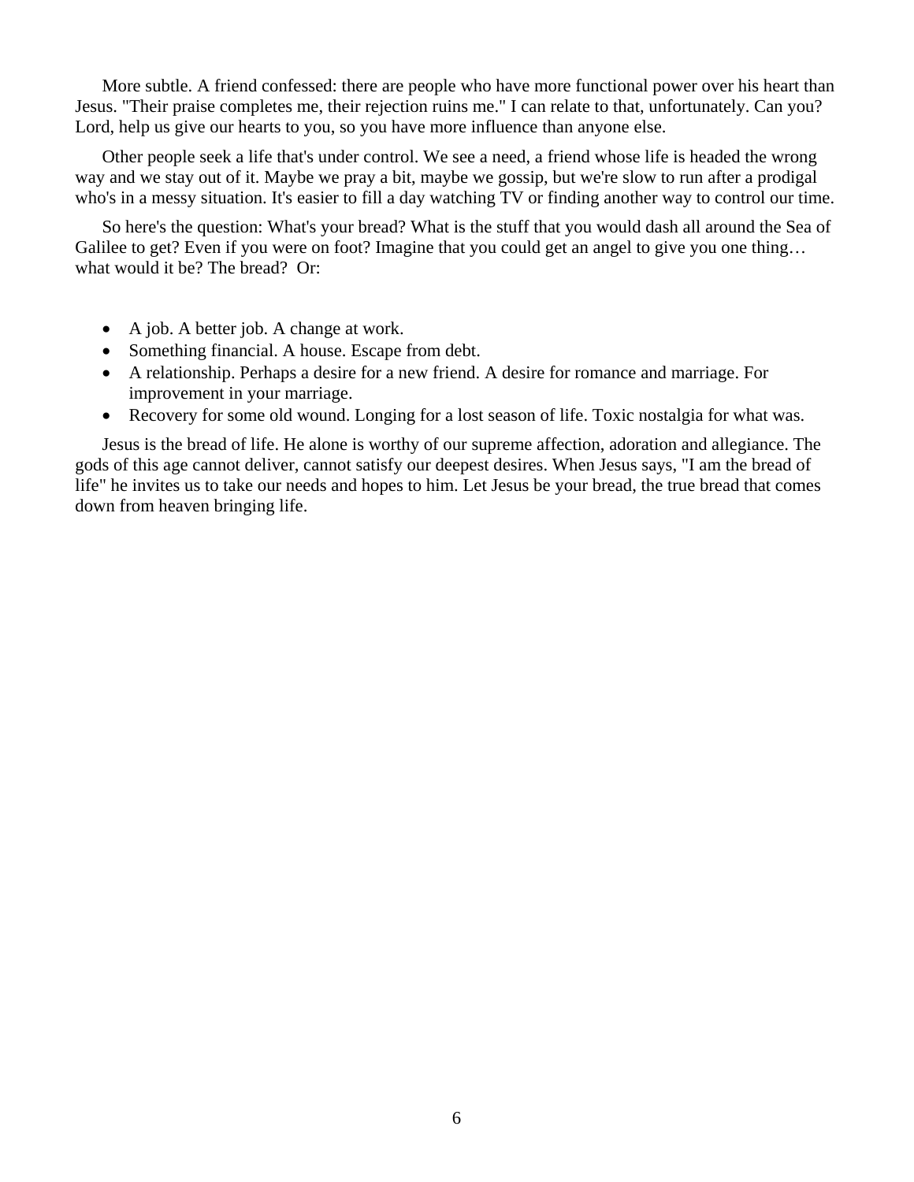More subtle. A friend confessed: there are people who have more functional power over his heart than Jesus. "Their praise completes me, their rejection ruins me." I can relate to that, unfortunately. Can you? Lord, help us give our hearts to you, so you have more influence than anyone else.

Other people seek a life that's under control. We see a need, a friend whose life is headed the wrong way and we stay out of it. Maybe we pray a bit, maybe we gossip, but we're slow to run after a prodigal who's in a messy situation. It's easier to fill a day watching TV or finding another way to control our time.

So here's the question: What's your bread? What is the stuff that you would dash all around the Sea of Galilee to get? Even if you were on foot? Imagine that you could get an angel to give you one thing… what would it be? The bread? Or:

- A job. A better job. A change at work.
- Something financial. A house. Escape from debt.
- A relationship. Perhaps a desire for a new friend. A desire for romance and marriage. For improvement in your marriage.
- Recovery for some old wound. Longing for a lost season of life. Toxic nostalgia for what was.

Jesus is the bread of life. He alone is worthy of our supreme affection, adoration and allegiance. The gods of this age cannot deliver, cannot satisfy our deepest desires. When Jesus says, "I am the bread of life" he invites us to take our needs and hopes to him. Let Jesus be your bread, the true bread that comes down from heaven bringing life.